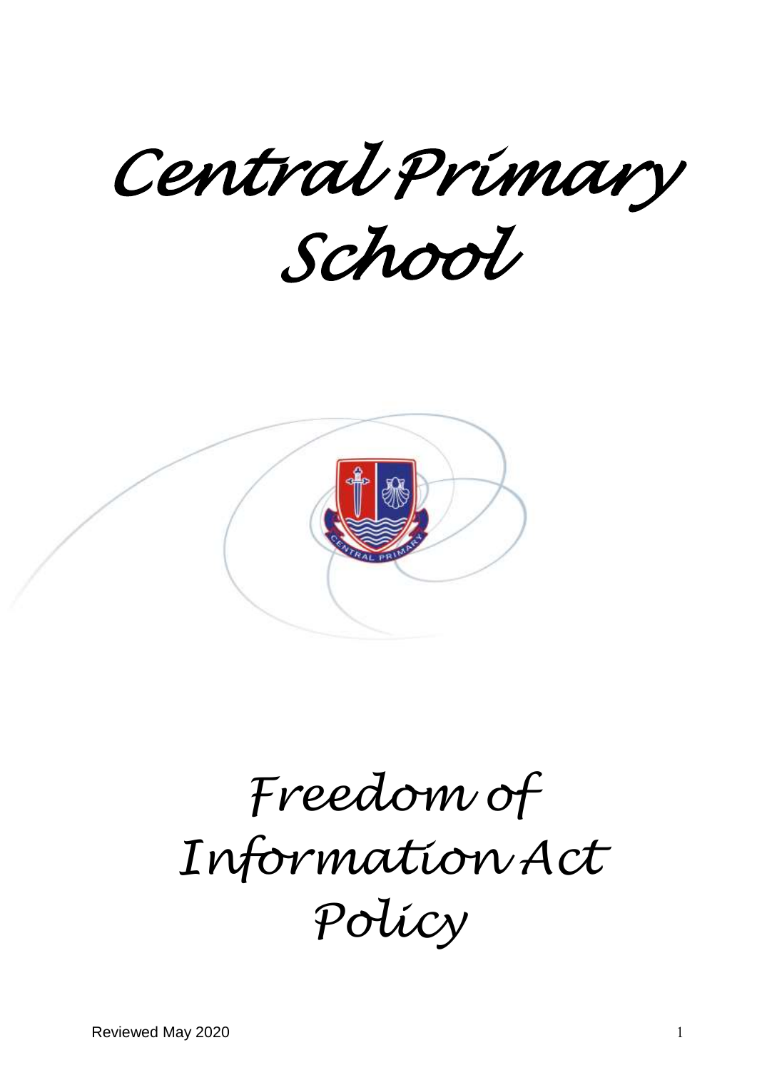# Central Primary School

# Freedom of Information Act Policy

Reviewed May 2020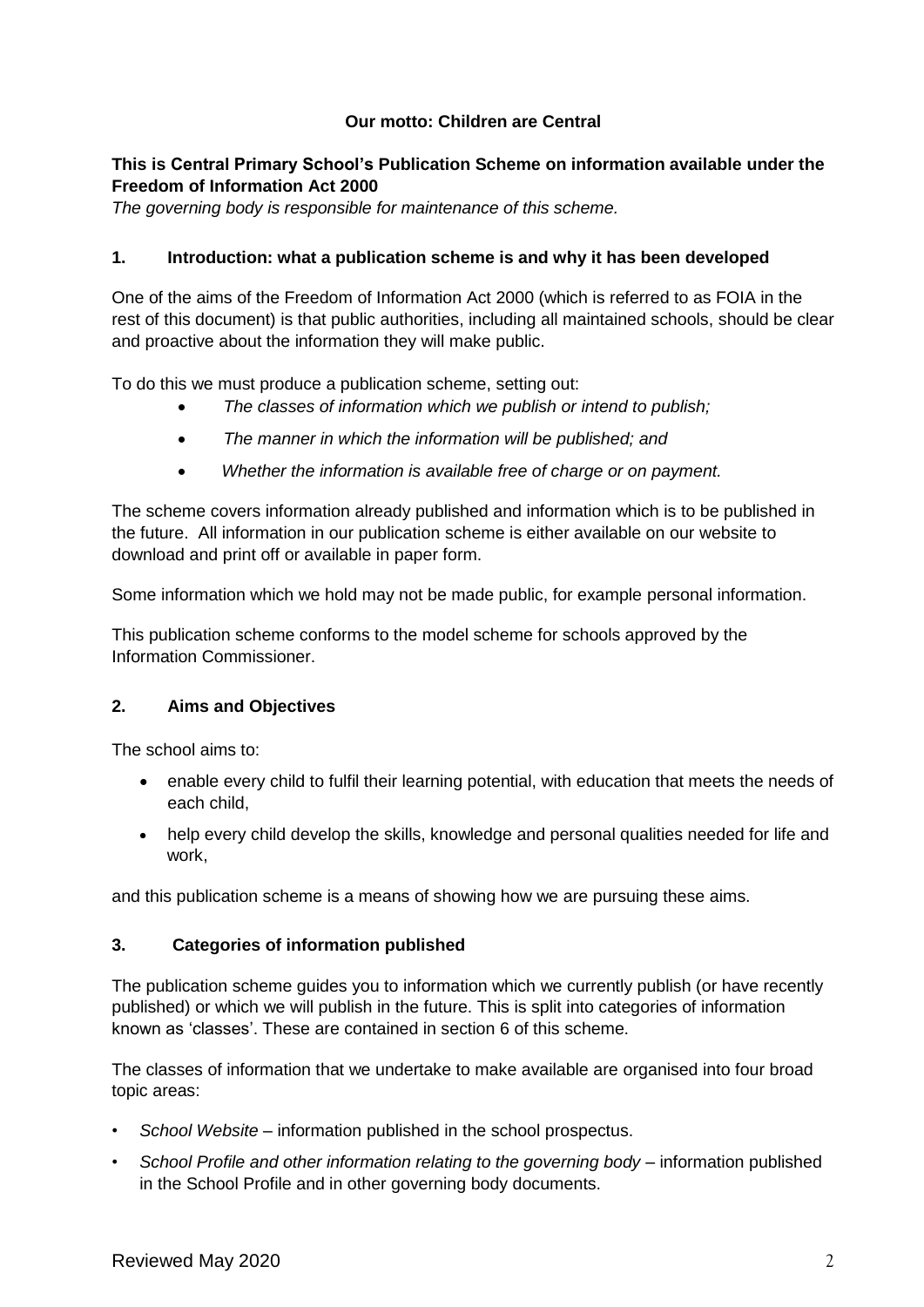**Our motto: Children are Central**

**This is Central Primary School's Publication Scheme on information available under the Freedom of Information Act 2000**

*The governing body is responsible for maintenance of this scheme.*

## 1. Introduction: what a publication scheme is and why it has been developed

One of the aims of the Freedom of Information Act 2000 (which is referred to as FOIA in the rest of this document) is that public authorities, including all maintained schools, should be clear and proactive about the information they will make public.

To do this we must produce a publication scheme, setting out:

- *The classes of information which we publish or intend to publish;*
- *The manner in which the information will be published; and*
- *Whether the information is available free of charge or on payment.*

The scheme covers information already published and information which is to be published in the future. All information in our publication scheme is either available on our website to download and print off or available in paper form.

Some information which we hold may not be made public, for example personal information.

This publication scheme conforms to the model scheme for schools approved by the Information Commissioner.

## 2. Aims and Objectives

The school aims to:

- enable every child to fulfil their learning potential, with education that meets the needs of each child,
- help every child develop the skills, knowledge and personal qualities needed for life and work,

and this publication scheme is a means of showing how we are pursuing these aims.

## 3. Categories of information published

The publication scheme guides you to information which we currently publish (or have recently published) or which we will publish in the future. This is split into categories of information known as 'classes'. These are contained in section 6 of this scheme.

The classes of information that we undertake to make available are organised into four broad topic areas:

- *School Website* – information published in the school prospectus.
- *School Profile and other information relating to the governing body* – information published in the School Profile and in other governing body documents.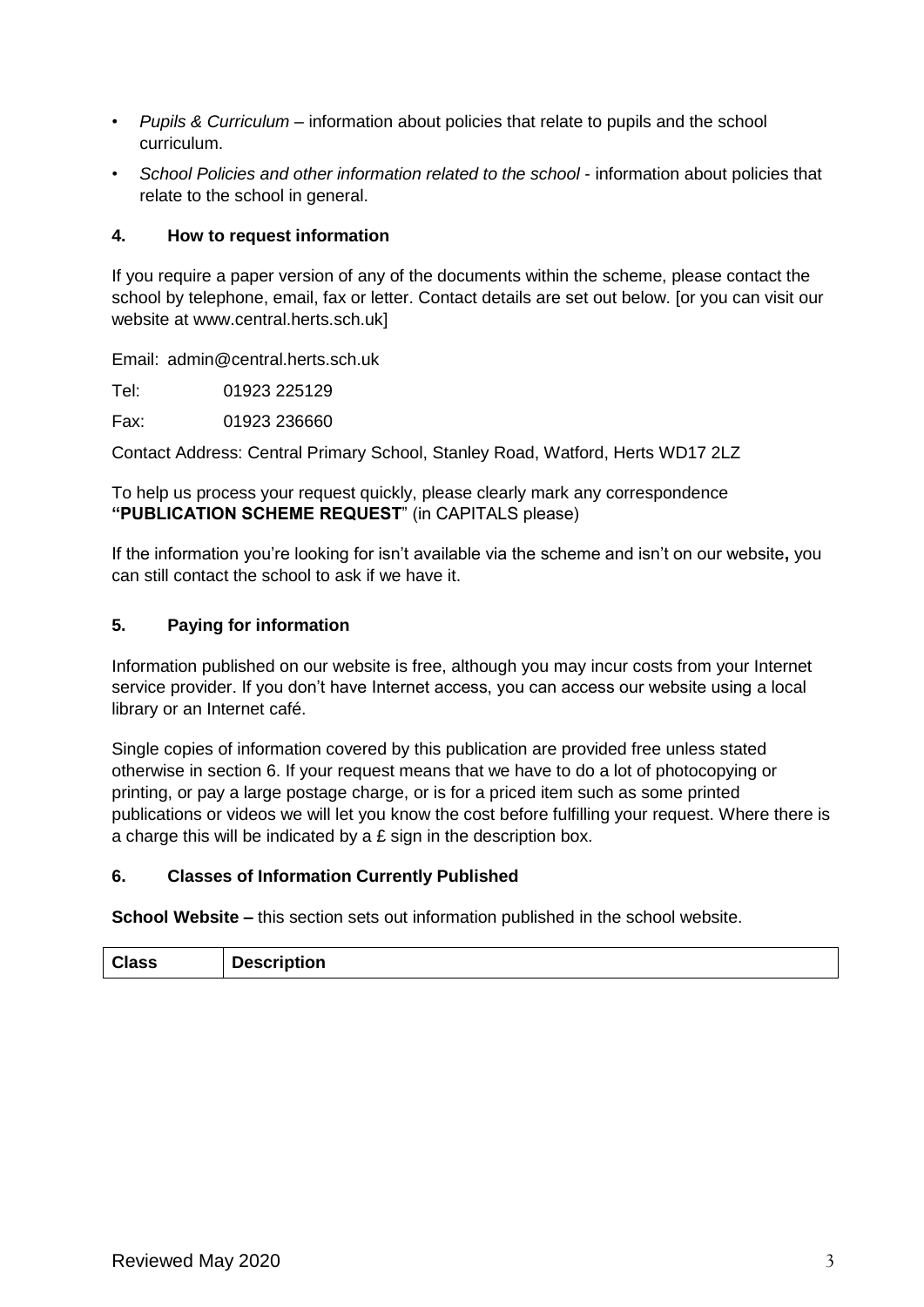- *Pupils & Curriculum* – information about policies that relate to pupils and the school curriculum.
- *School Policies and other information related to the school* - information about policies that relate to the school in general.

## 4. How to request information

If you require a paper version of any of the documents within the scheme, please contact the school by telephone, email, fax or letter. Contact details are set out below. [or you can visit our website at www.central.herts.sch.uk]

Email: admin@central.herts.sch.uk

Tel: 01923 225129

Fax: 01923 236660

Contact Address: Central Primary School, Stanley Road, Watford, Herts WD17 2LZ

To help us process your request quickly, please clearly mark any correspondence **"PUBLICATION SCHEME REQUEST"** (in CAPITALS please)

If the information you're looking for isn't available via the scheme and isn't on our website**,** you can still contact the school to ask if we have it.

## 5. Paying for information

Information published on our website is free, although you may incur costs from your Internet service provider. If you don't have Internet access, you can access our website using a local library or an Internet café.

Single copies of information covered by this publication are provided free unless stated otherwise in section 6. If your request means that we have to do a lot of photocopying or printing, or pay a large postage charge, or is for a priced item such as some printed publications or videos we will let you know the cost before fulfilling your request. Where there is a charge this will be indicated by a £ sign in the description box.

## 6. Classes of Information Currently Published

**School Website –** this section sets out information published in the school website.

| Class | Description |
| --- | --- |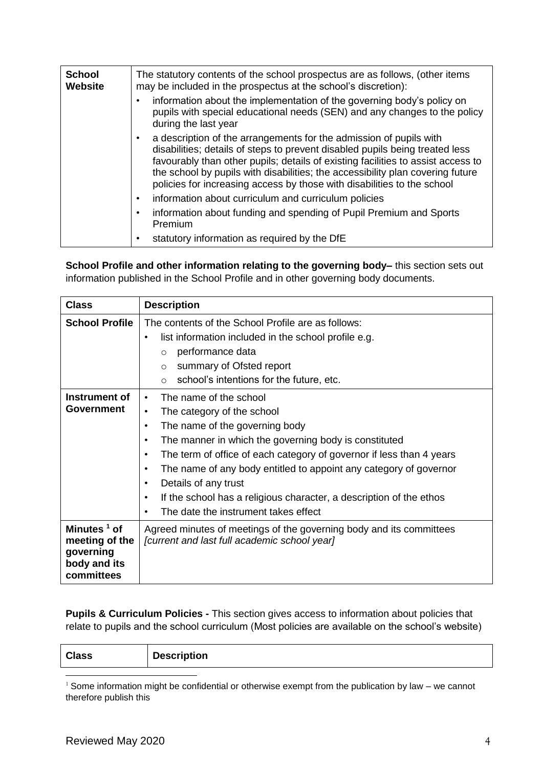| | |
|---|---|
| **School Website** | The statutory contents of the school prospectus are as follows, (other items may be included in the prospectus at the school's discretion):<br>• information about the implementation of the governing body's policy on pupils with special educational needs (SEN) and any changes to the policy during the last year<br>• a description of the arrangements for the admission of pupils with disabilities; details of steps to prevent disabled pupils being treated less favourably than other pupils; details of existing facilities to assist access to the school by pupils with disabilities; the accessibility plan covering future policies for increasing access by those with disabilities to the school<br>• information about curriculum and curriculum policies<br>• information about funding and spending of Pupil Premium and Sports Premium<br>• statutory information as required by the DfE |

**School Profile and other information relating to the governing body–** this section sets out information published in the School Profile and in other governing body documents.

| Class | Description |
|---|---|
| **School Profile** | The contents of the School Profile are as follows:<br>• list information included in the school profile e.g.<br>  ○ performance data<br>  ○ summary of Ofsted report<br>  ○ school's intentions for the future, etc. |
| **Instrument of Government** | • The name of the school<br>• The category of the school<br>• The name of the governing body<br>• The manner in which the governing body is constituted<br>• The term of office of each category of governor if less than 4 years<br>• The name of any body entitled to appoint any category of governor<br>• Details of any trust<br>• If the school has a religious character, a description of the ethos<br>• The date the instrument takes effect |
| **Minutes [1] of meeting of the governing body and its committees** | Agreed minutes of meetings of the governing body and its committees *[current and last full academic school year]* |

**Pupils & Curriculum Policies -** This section gives access to information about policies that relate to pupils and the school curriculum (Most policies are available on the school's website)

| Class | Description |
|---|---|

[1] Some information might be confidential or otherwise exempt from the publication by law – we cannot therefore publish this

Reviewed May 2020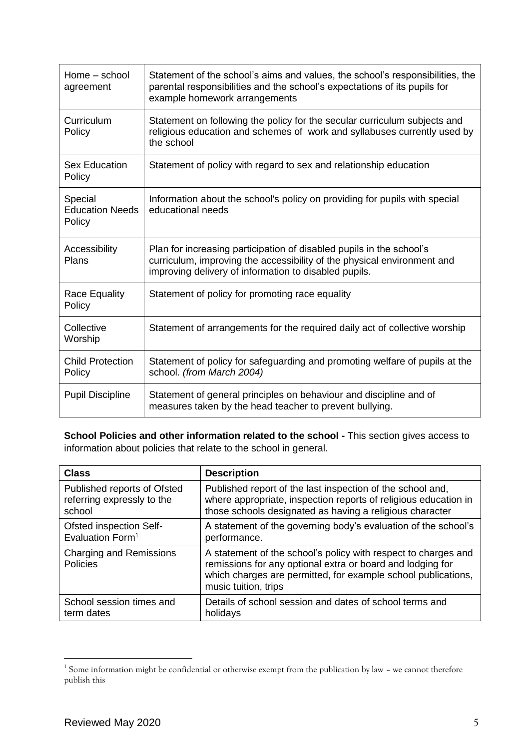| | |
|---|---|
| Home – school agreement | Statement of the school's aims and values, the school's responsibilities, the parental responsibilities and the school's expectations of its pupils for example homework arrangements |
| Curriculum Policy | Statement on following the policy for the secular curriculum subjects and religious education and schemes of work and syllabuses currently used by the school |
| Sex Education Policy | Statement of policy with regard to sex and relationship education |
| Special Education Needs Policy | Information about the school's policy on providing for pupils with special educational needs |
| Accessibility Plans | Plan for increasing participation of disabled pupils in the school's curriculum, improving the accessibility of the physical environment and improving delivery of information to disabled pupils. |
| Race Equality Policy | Statement of policy for promoting race equality |
| Collective Worship | Statement of arrangements for the required daily act of collective worship |
| Child Protection Policy | Statement of policy for safeguarding and promoting welfare of pupils at the school. *(from March 2004)* |
| Pupil Discipline | Statement of general principles on behaviour and discipline and of measures taken by the head teacher to prevent bullying. |

**School Policies and other information related to the school -** This section gives access to information about policies that relate to the school in general.

| Class | Description |
|---|---|
| Published reports of Ofsted referring expressly to the school | Published report of the last inspection of the school and, where appropriate, inspection reports of religious education in those schools designated as having a religious character |
| Ofsted inspection Self-Evaluation Form[1] | A statement of the governing body's evaluation of the school's performance. |
| Charging and Remissions Policies | A statement of the school's policy with respect to charges and remissions for any optional extra or board and lodging for which charges are permitted, for example school publications, music tuition, trips |
| School session times and term dates | Details of school session and dates of school terms and holidays |

[1] Some information might be confidential or otherwise exempt from the publication by law – we cannot therefore publish this

Reviewed May 2020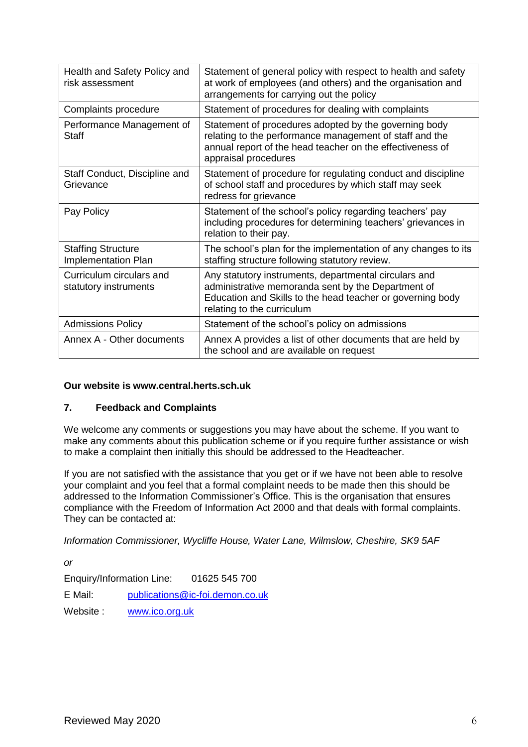| | |
|---|---|
| Health and Safety Policy and risk assessment | Statement of general policy with respect to health and safety at work of employees (and others) and the organisation and arrangements for carrying out the policy |
| Complaints procedure | Statement of procedures for dealing with complaints |
| Performance Management of Staff | Statement of procedures adopted by the governing body relating to the performance management of staff and the annual report of the head teacher on the effectiveness of appraisal procedures |
| Staff Conduct, Discipline and Grievance | Statement of procedure for regulating conduct and discipline of school staff and procedures by which staff may seek redress for grievance |
| Pay Policy | Statement of the school's policy regarding teachers' pay including procedures for determining teachers' grievances in relation to their pay. |
| Staffing Structure Implementation Plan | The school's plan for the implementation of any changes to its staffing structure following statutory review. |
| Curriculum circulars and statutory instruments | Any statutory instruments, departmental circulars and administrative memoranda sent by the Department of Education and Skills to the head teacher or governing body relating to the curriculum |
| Admissions Policy | Statement of the school's policy on admissions |
| Annex A - Other documents | Annex A provides a list of other documents that are held by the school and are available on request |

**Our website is www.central.herts.sch.uk**

## 7. Feedback and Complaints

We welcome any comments or suggestions you may have about the scheme. If you want to make any comments about this publication scheme or if you require further assistance or wish to make a complaint then initially this should be addressed to the Headteacher.

If you are not satisfied with the assistance that you get or if we have not been able to resolve your complaint and you feel that a formal complaint needs to be made then this should be addressed to the Information Commissioner's Office. This is the organisation that ensures compliance with the Freedom of Information Act 2000 and that deals with formal complaints. They can be contacted at:

*Information Commissioner, Wycliffe House, Water Lane, Wilmslow, Cheshire, SK9 5AF*

*or*

Enquiry/Information Line: 01625 545 700

E Mail: publications@ic-foi.demon.co.uk

Website : www.ico.org.uk

Reviewed May 2020